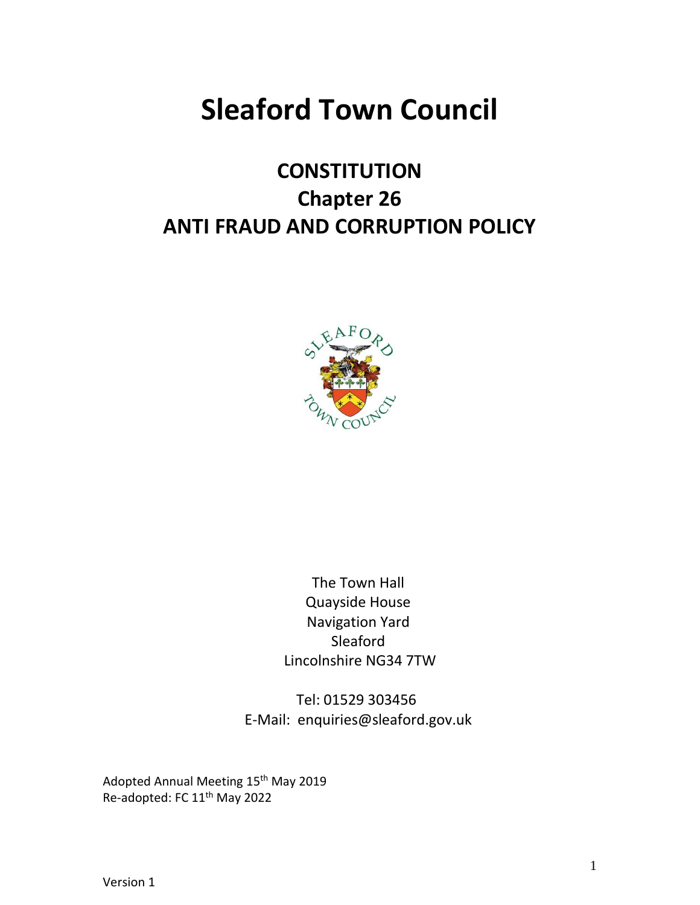# Sleaford Town Council

## CONSTITUTION
## Chapter 26
## ANTI FRAUD AND CORRUPTION POLICY

The Town Hall
Quayside House
Navigation Yard
Sleaford
Lincolnshire NG34 7TW

Tel: 01529 303456
E-Mail: enquiries@sleaford.gov.uk

Adopted Annual Meeting 15th May 2019
Re-adopted: FC 11th May 2022

Version 1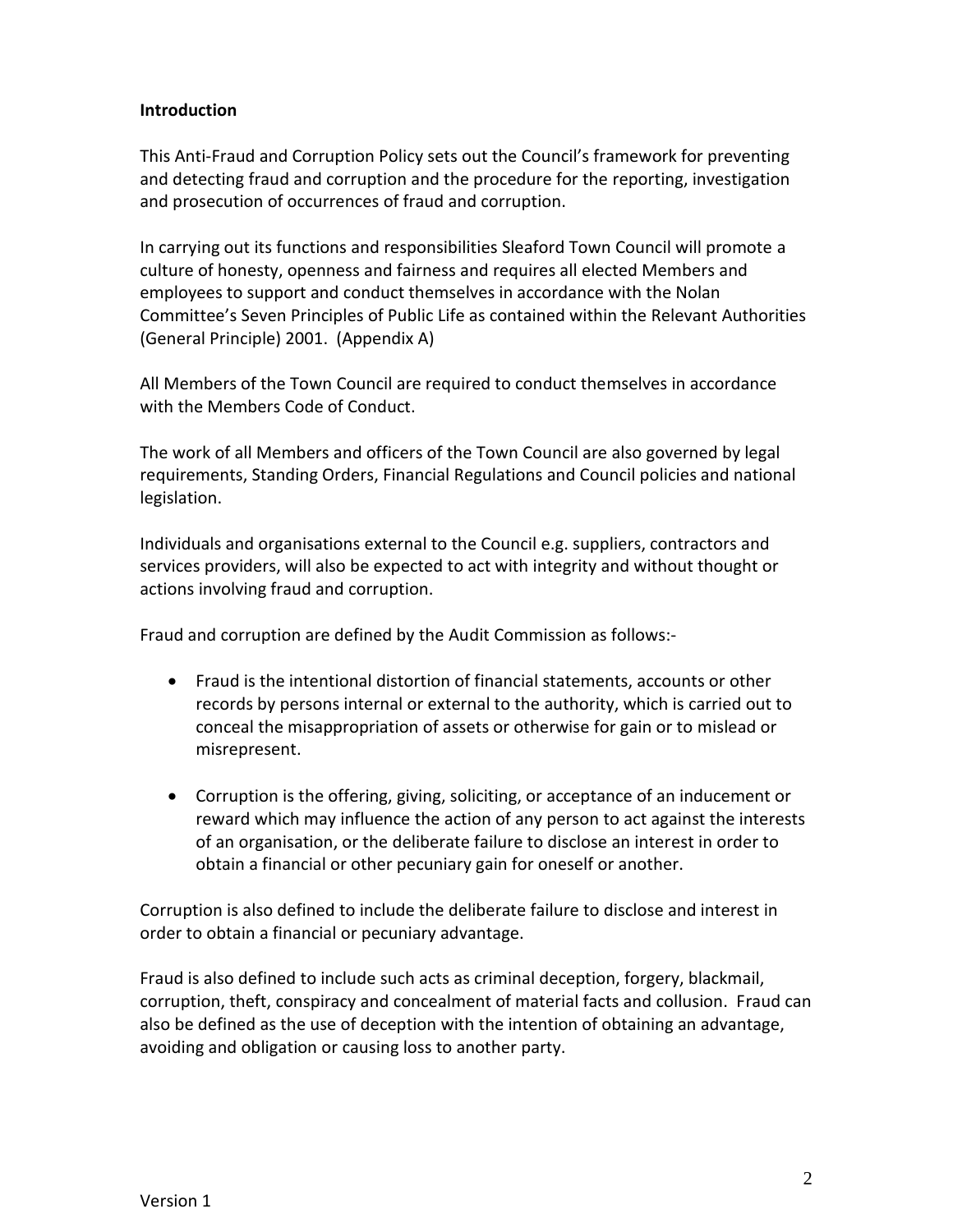**Introduction**

This Anti-Fraud and Corruption Policy sets out the Council's framework for preventing and detecting fraud and corruption and the procedure for the reporting, investigation and prosecution of occurrences of fraud and corruption.

In carrying out its functions and responsibilities Sleaford Town Council will promote a culture of honesty, openness and fairness and requires all elected Members and employees to support and conduct themselves in accordance with the Nolan Committee's Seven Principles of Public Life as contained within the Relevant Authorities (General Principle) 2001. (Appendix A)

All Members of the Town Council are required to conduct themselves in accordance with the Members Code of Conduct.

The work of all Members and officers of the Town Council are also governed by legal requirements, Standing Orders, Financial Regulations and Council policies and national legislation.

Individuals and organisations external to the Council e.g. suppliers, contractors and services providers, will also be expected to act with integrity and without thought or actions involving fraud and corruption.

Fraud and corruption are defined by the Audit Commission as follows:-

- Fraud is the intentional distortion of financial statements, accounts or other records by persons internal or external to the authority, which is carried out to conceal the misappropriation of assets or otherwise for gain or to mislead or misrepresent.

- Corruption is the offering, giving, soliciting, or acceptance of an inducement or reward which may influence the action of any person to act against the interests of an organisation, or the deliberate failure to disclose an interest in order to obtain a financial or other pecuniary gain for oneself or another.

Corruption is also defined to include the deliberate failure to disclose and interest in order to obtain a financial or pecuniary advantage.

Fraud is also defined to include such acts as criminal deception, forgery, blackmail, corruption, theft, conspiracy and concealment of material facts and collusion. Fraud can also be defined as the use of deception with the intention of obtaining an advantage, avoiding and obligation or causing loss to another party.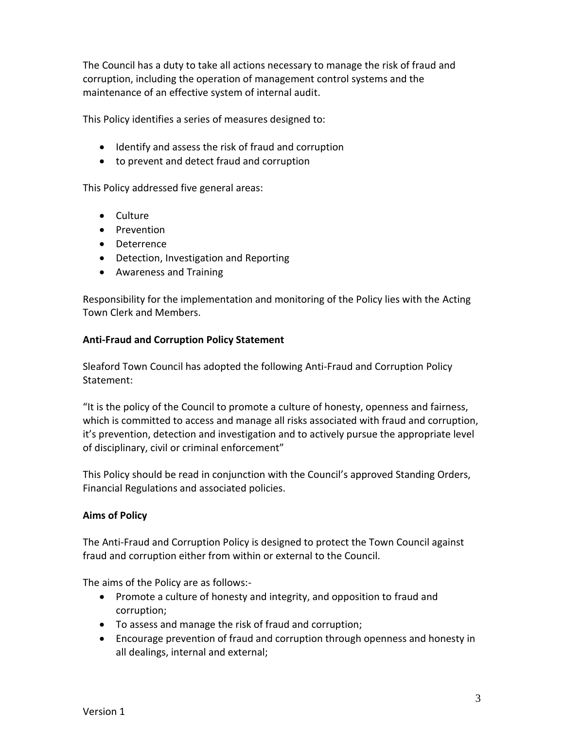The Council has a duty to take all actions necessary to manage the risk of fraud and corruption, including the operation of management control systems and the maintenance of an effective system of internal audit.

This Policy identifies a series of measures designed to:

- Identify and assess the risk of fraud and corruption
- to prevent and detect fraud and corruption

This Policy addressed five general areas:

- Culture
- Prevention
- Deterrence
- Detection, Investigation and Reporting
- Awareness and Training

Responsibility for the implementation and monitoring of the Policy lies with the Acting Town Clerk and Members.

**Anti-Fraud and Corruption Policy Statement**

Sleaford Town Council has adopted the following Anti-Fraud and Corruption Policy Statement:

"It is the policy of the Council to promote a culture of honesty, openness and fairness, which is committed to access and manage all risks associated with fraud and corruption, it's prevention, detection and investigation and to actively pursue the appropriate level of disciplinary, civil or criminal enforcement"

This Policy should be read in conjunction with the Council's approved Standing Orders, Financial Regulations and associated policies.

**Aims of Policy**

The Anti-Fraud and Corruption Policy is designed to protect the Town Council against fraud and corruption either from within or external to the Council.

The aims of the Policy are as follows:-

- Promote a culture of honesty and integrity, and opposition to fraud and corruption;
- To assess and manage the risk of fraud and corruption;
- Encourage prevention of fraud and corruption through openness and honesty in all dealings, internal and external;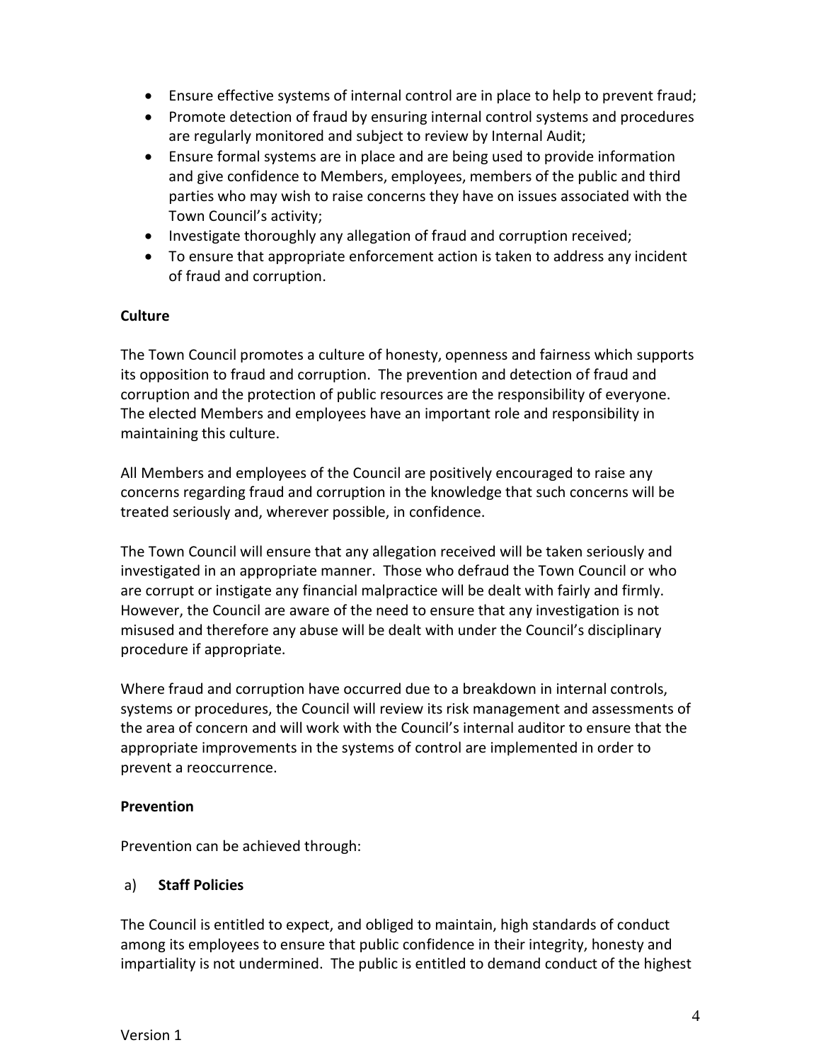- Ensure effective systems of internal control are in place to help to prevent fraud;
- Promote detection of fraud by ensuring internal control systems and procedures are regularly monitored and subject to review by Internal Audit;
- Ensure formal systems are in place and are being used to provide information and give confidence to Members, employees, members of the public and third parties who may wish to raise concerns they have on issues associated with the Town Council's activity;
- Investigate thoroughly any allegation of fraud and corruption received;
- To ensure that appropriate enforcement action is taken to address any incident of fraud and corruption.

**Culture**

The Town Council promotes a culture of honesty, openness and fairness which supports its opposition to fraud and corruption. The prevention and detection of fraud and corruption and the protection of public resources are the responsibility of everyone. The elected Members and employees have an important role and responsibility in maintaining this culture.

All Members and employees of the Council are positively encouraged to raise any concerns regarding fraud and corruption in the knowledge that such concerns will be treated seriously and, wherever possible, in confidence.

The Town Council will ensure that any allegation received will be taken seriously and investigated in an appropriate manner. Those who defraud the Town Council or who are corrupt or instigate any financial malpractice will be dealt with fairly and firmly. However, the Council are aware of the need to ensure that any investigation is not misused and therefore any abuse will be dealt with under the Council's disciplinary procedure if appropriate.

Where fraud and corruption have occurred due to a breakdown in internal controls, systems or procedures, the Council will review its risk management and assessments of the area of concern and will work with the Council's internal auditor to ensure that the appropriate improvements in the systems of control are implemented in order to prevent a reoccurrence.

**Prevention**

Prevention can be achieved through:

a) **Staff Policies**

The Council is entitled to expect, and obliged to maintain, high standards of conduct among its employees to ensure that public confidence in their integrity, honesty and impartiality is not undermined. The public is entitled to demand conduct of the highest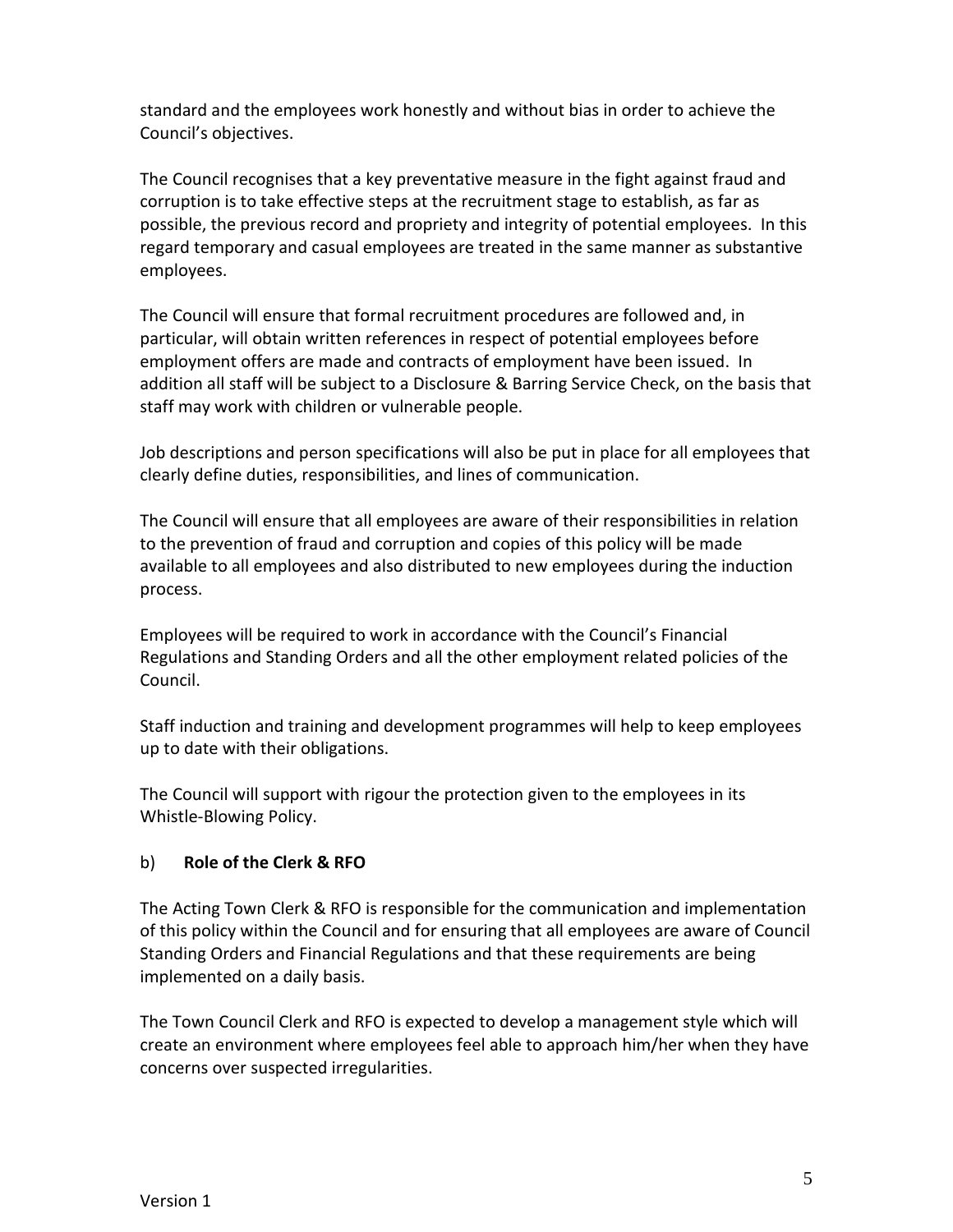standard and the employees work honestly and without bias in order to achieve the Council's objectives.

The Council recognises that a key preventative measure in the fight against fraud and corruption is to take effective steps at the recruitment stage to establish, as far as possible, the previous record and propriety and integrity of potential employees. In this regard temporary and casual employees are treated in the same manner as substantive employees.

The Council will ensure that formal recruitment procedures are followed and, in particular, will obtain written references in respect of potential employees before employment offers are made and contracts of employment have been issued. In addition all staff will be subject to a Disclosure & Barring Service Check, on the basis that staff may work with children or vulnerable people.

Job descriptions and person specifications will also be put in place for all employees that clearly define duties, responsibilities, and lines of communication.

The Council will ensure that all employees are aware of their responsibilities in relation to the prevention of fraud and corruption and copies of this policy will be made available to all employees and also distributed to new employees during the induction process.

Employees will be required to work in accordance with the Council's Financial Regulations and Standing Orders and all the other employment related policies of the Council.

Staff induction and training and development programmes will help to keep employees up to date with their obligations.

The Council will support with rigour the protection given to the employees in its Whistle-Blowing Policy.

b) **Role of the Clerk & RFO**

The Acting Town Clerk & RFO is responsible for the communication and implementation of this policy within the Council and for ensuring that all employees are aware of Council Standing Orders and Financial Regulations and that these requirements are being implemented on a daily basis.

The Town Council Clerk and RFO is expected to develop a management style which will create an environment where employees feel able to approach him/her when they have concerns over suspected irregularities.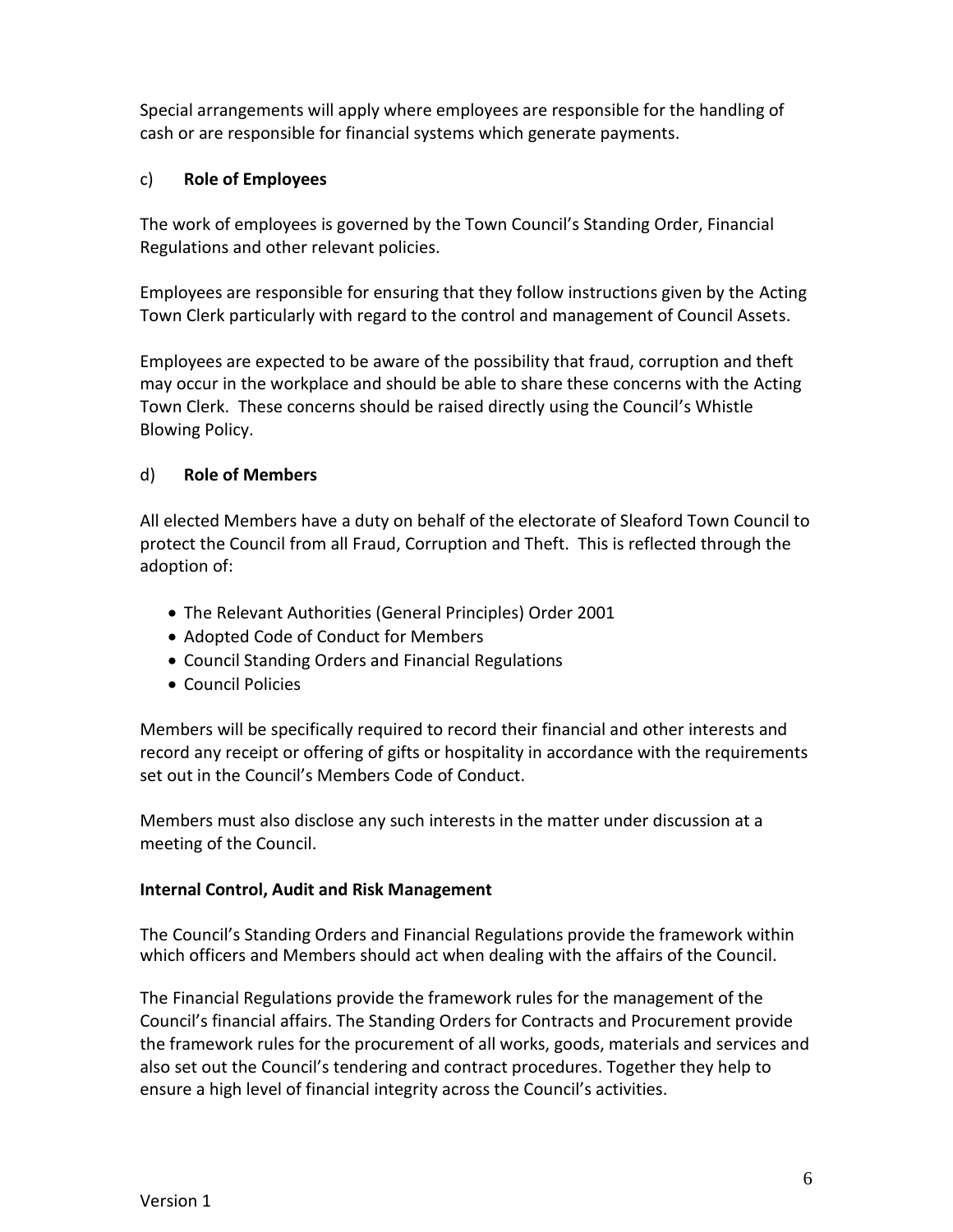Special arrangements will apply where employees are responsible for the handling of cash or are responsible for financial systems which generate payments.

c) **Role of Employees**

The work of employees is governed by the Town Council's Standing Order, Financial Regulations and other relevant policies.

Employees are responsible for ensuring that they follow instructions given by the Acting Town Clerk particularly with regard to the control and management of Council Assets.

Employees are expected to be aware of the possibility that fraud, corruption and theft may occur in the workplace and should be able to share these concerns with the Acting Town Clerk. These concerns should be raised directly using the Council's Whistle Blowing Policy.

d) **Role of Members**

All elected Members have a duty on behalf of the electorate of Sleaford Town Council to protect the Council from all Fraud, Corruption and Theft. This is reflected through the adoption of:

- The Relevant Authorities (General Principles) Order 2001
- Adopted Code of Conduct for Members
- Council Standing Orders and Financial Regulations
- Council Policies

Members will be specifically required to record their financial and other interests and record any receipt or offering of gifts or hospitality in accordance with the requirements set out in the Council's Members Code of Conduct.

Members must also disclose any such interests in the matter under discussion at a meeting of the Council.

**Internal Control, Audit and Risk Management**

The Council's Standing Orders and Financial Regulations provide the framework within which officers and Members should act when dealing with the affairs of the Council.

The Financial Regulations provide the framework rules for the management of the Council's financial affairs. The Standing Orders for Contracts and Procurement provide the framework rules for the procurement of all works, goods, materials and services and also set out the Council's tendering and contract procedures. Together they help to ensure a high level of financial integrity across the Council's activities.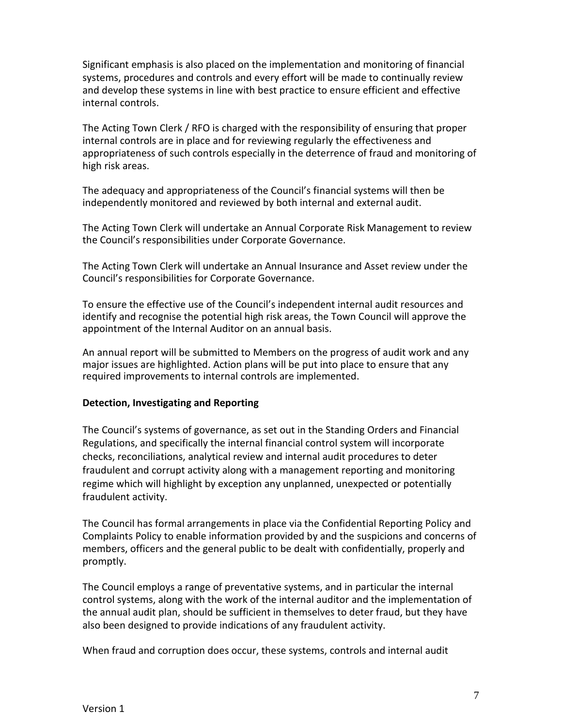Significant emphasis is also placed on the implementation and monitoring of financial systems, procedures and controls and every effort will be made to continually review and develop these systems in line with best practice to ensure efficient and effective internal controls.

The Acting Town Clerk / RFO is charged with the responsibility of ensuring that proper internal controls are in place and for reviewing regularly the effectiveness and appropriateness of such controls especially in the deterrence of fraud and monitoring of high risk areas.

The adequacy and appropriateness of the Council's financial systems will then be independently monitored and reviewed by both internal and external audit.

The Acting Town Clerk will undertake an Annual Corporate Risk Management to review the Council's responsibilities under Corporate Governance.

The Acting Town Clerk will undertake an Annual Insurance and Asset review under the Council's responsibilities for Corporate Governance.

To ensure the effective use of the Council's independent internal audit resources and identify and recognise the potential high risk areas, the Town Council will approve the appointment of the Internal Auditor on an annual basis.

An annual report will be submitted to Members on the progress of audit work and any major issues are highlighted. Action plans will be put into place to ensure that any required improvements to internal controls are implemented.

**Detection, Investigating and Reporting**

The Council's systems of governance, as set out in the Standing Orders and Financial Regulations, and specifically the internal financial control system will incorporate checks, reconciliations, analytical review and internal audit procedures to deter fraudulent and corrupt activity along with a management reporting and monitoring regime which will highlight by exception any unplanned, unexpected or potentially fraudulent activity.

The Council has formal arrangements in place via the Confidential Reporting Policy and Complaints Policy to enable information provided by and the suspicions and concerns of members, officers and the general public to be dealt with confidentially, properly and promptly.

The Council employs a range of preventative systems, and in particular the internal control systems, along with the work of the internal auditor and the implementation of the annual audit plan, should be sufficient in themselves to deter fraud, but they have also been designed to provide indications of any fraudulent activity.

When fraud and corruption does occur, these systems, controls and internal audit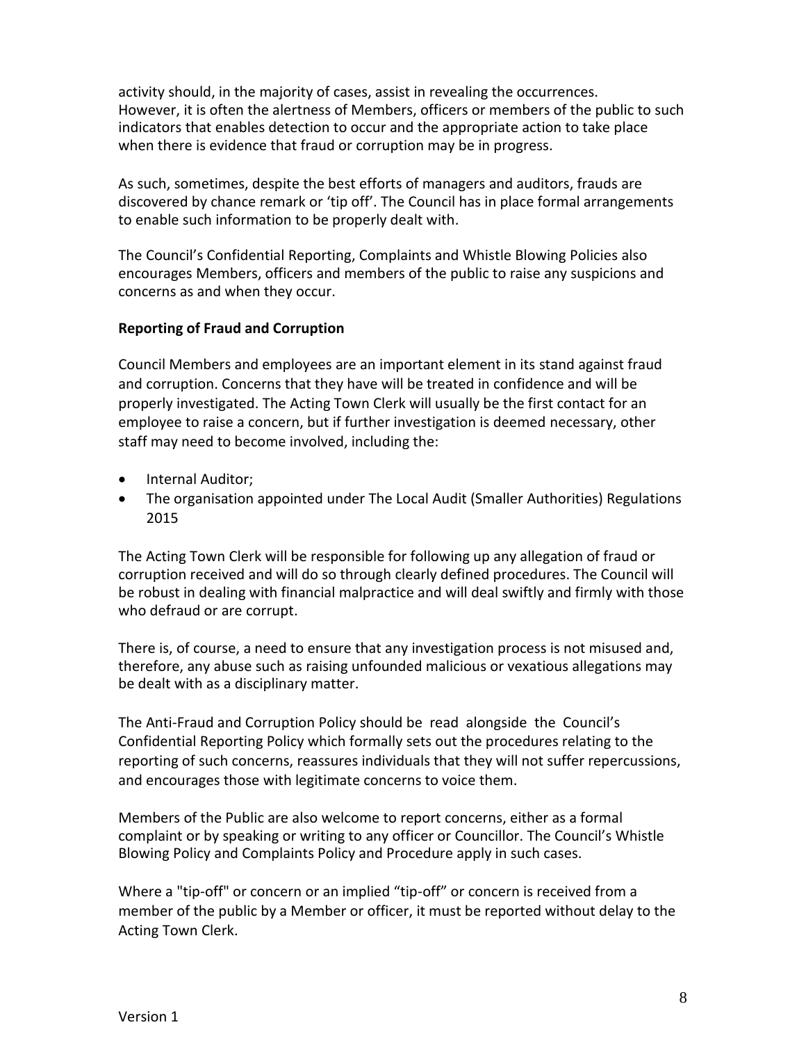activity should, in the majority of cases, assist in revealing the occurrences. However, it is often the alertness of Members, officers or members of the public to such indicators that enables detection to occur and the appropriate action to take place when there is evidence that fraud or corruption may be in progress.

As such, sometimes, despite the best efforts of managers and auditors, frauds are discovered by chance remark or 'tip off'. The Council has in place formal arrangements to enable such information to be properly dealt with.

The Council's Confidential Reporting, Complaints and Whistle Blowing Policies also encourages Members, officers and members of the public to raise any suspicions and concerns as and when they occur.

**Reporting of Fraud and Corruption**

Council Members and employees are an important element in its stand against fraud and corruption. Concerns that they have will be treated in confidence and will be properly investigated. The Acting Town Clerk will usually be the first contact for an employee to raise a concern, but if further investigation is deemed necessary, other staff may need to become involved, including the:

- Internal Auditor;
- The organisation appointed under The Local Audit (Smaller Authorities) Regulations 2015

The Acting Town Clerk will be responsible for following up any allegation of fraud or corruption received and will do so through clearly defined procedures. The Council will be robust in dealing with financial malpractice and will deal swiftly and firmly with those who defraud or are corrupt.

There is, of course, a need to ensure that any investigation process is not misused and, therefore, any abuse such as raising unfounded malicious or vexatious allegations may be dealt with as a disciplinary matter.

The Anti-Fraud and Corruption Policy should be read alongside the Council's Confidential Reporting Policy which formally sets out the procedures relating to the reporting of such concerns, reassures individuals that they will not suffer repercussions, and encourages those with legitimate concerns to voice them.

Members of the Public are also welcome to report concerns, either as a formal complaint or by speaking or writing to any officer or Councillor. The Council's Whistle Blowing Policy and Complaints Policy and Procedure apply in such cases.

Where a "tip-off" or concern or an implied "tip-off" or concern is received from a member of the public by a Member or officer, it must be reported without delay to the Acting Town Clerk.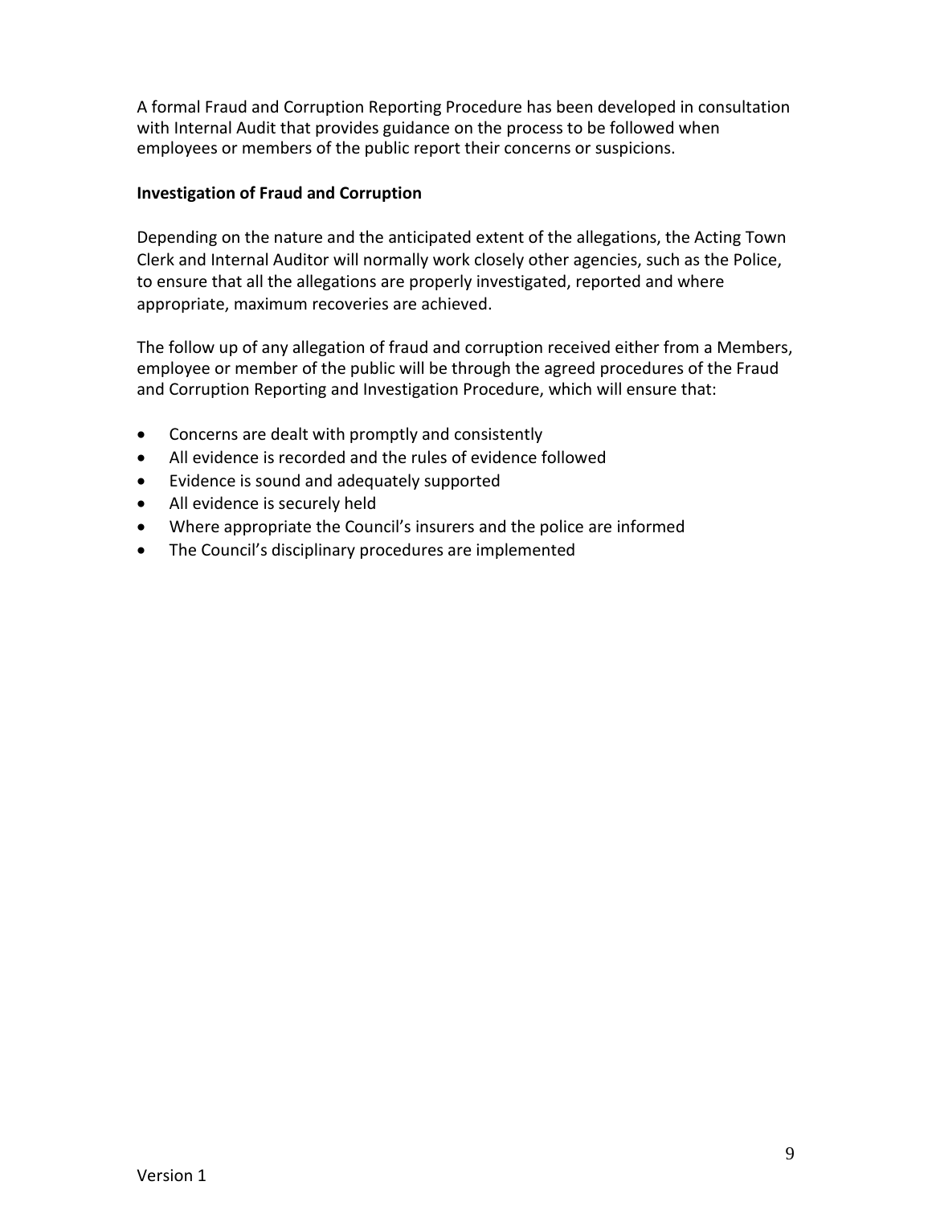A formal Fraud and Corruption Reporting Procedure has been developed in consultation with Internal Audit that provides guidance on the process to be followed when employees or members of the public report their concerns or suspicions.

**Investigation of Fraud and Corruption**

Depending on the nature and the anticipated extent of the allegations, the Acting Town Clerk and Internal Auditor will normally work closely other agencies, such as the Police, to ensure that all the allegations are properly investigated, reported and where appropriate, maximum recoveries are achieved.

The follow up of any allegation of fraud and corruption received either from a Members, employee or member of the public will be through the agreed procedures of the Fraud and Corruption Reporting and Investigation Procedure, which will ensure that:

- Concerns are dealt with promptly and consistently
- All evidence is recorded and the rules of evidence followed
- Evidence is sound and adequately supported
- All evidence is securely held
- Where appropriate the Council's insurers and the police are informed
- The Council's disciplinary procedures are implemented

Version 1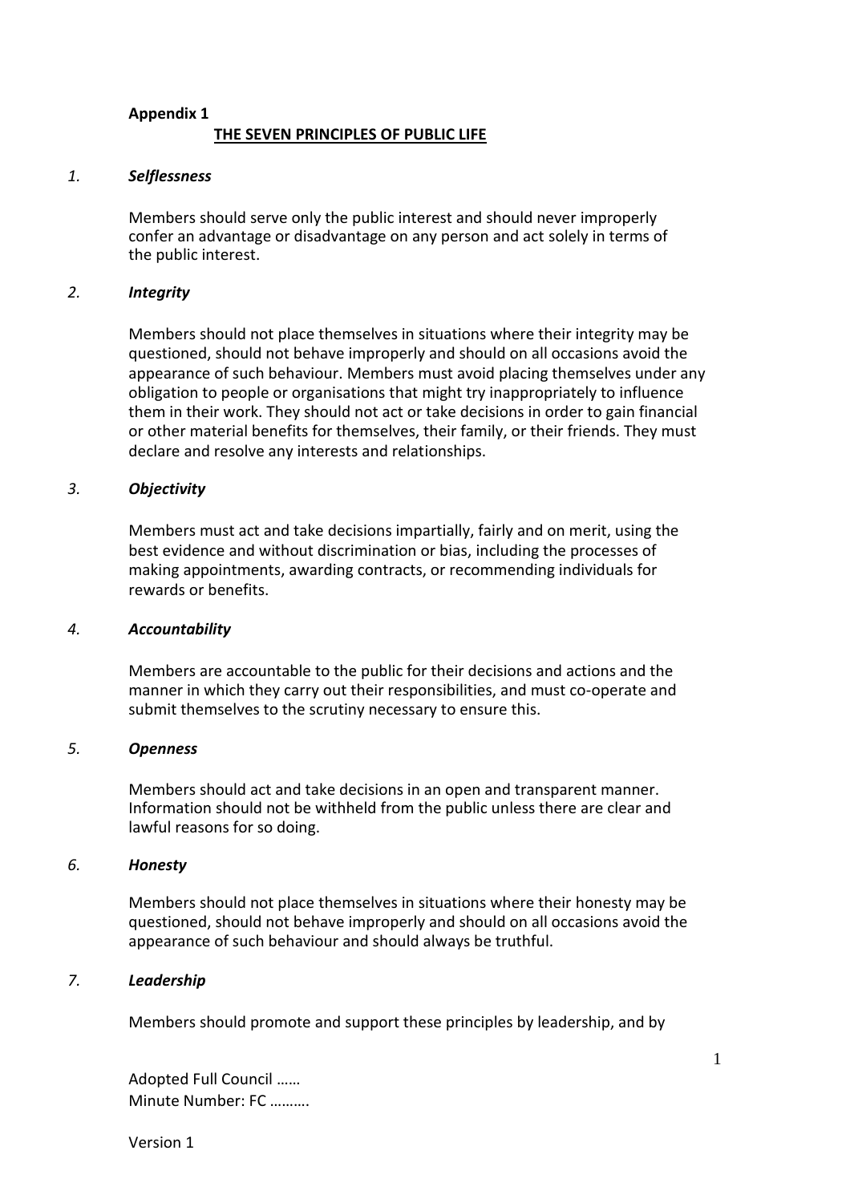**Appendix 1**

## THE SEVEN PRINCIPLES OF PUBLIC LIFE

### *1. Selflessness*

Members should serve only the public interest and should never improperly confer an advantage or disadvantage on any person and act solely in terms of the public interest.

### *2. Integrity*

Members should not place themselves in situations where their integrity may be questioned, should not behave improperly and should on all occasions avoid the appearance of such behaviour. Members must avoid placing themselves under any obligation to people or organisations that might try inappropriately to influence them in their work. They should not act or take decisions in order to gain financial or other material benefits for themselves, their family, or their friends. They must declare and resolve any interests and relationships.

### *3. Objectivity*

Members must act and take decisions impartially, fairly and on merit, using the best evidence and without discrimination or bias, including the processes of making appointments, awarding contracts, or recommending individuals for rewards or benefits.

### *4. Accountability*

Members are accountable to the public for their decisions and actions and the manner in which they carry out their responsibilities, and must co-operate and submit themselves to the scrutiny necessary to ensure this.

### *5. Openness*

Members should act and take decisions in an open and transparent manner. Information should not be withheld from the public unless there are clear and lawful reasons for so doing.

### *6. Honesty*

Members should not place themselves in situations where their honesty may be questioned, should not behave improperly and should on all occasions avoid the appearance of such behaviour and should always be truthful.

### *7. Leadership*

Members should promote and support these principles by leadership, and by

Adopted Full Council ……
Minute Number: FC ……….

Version 1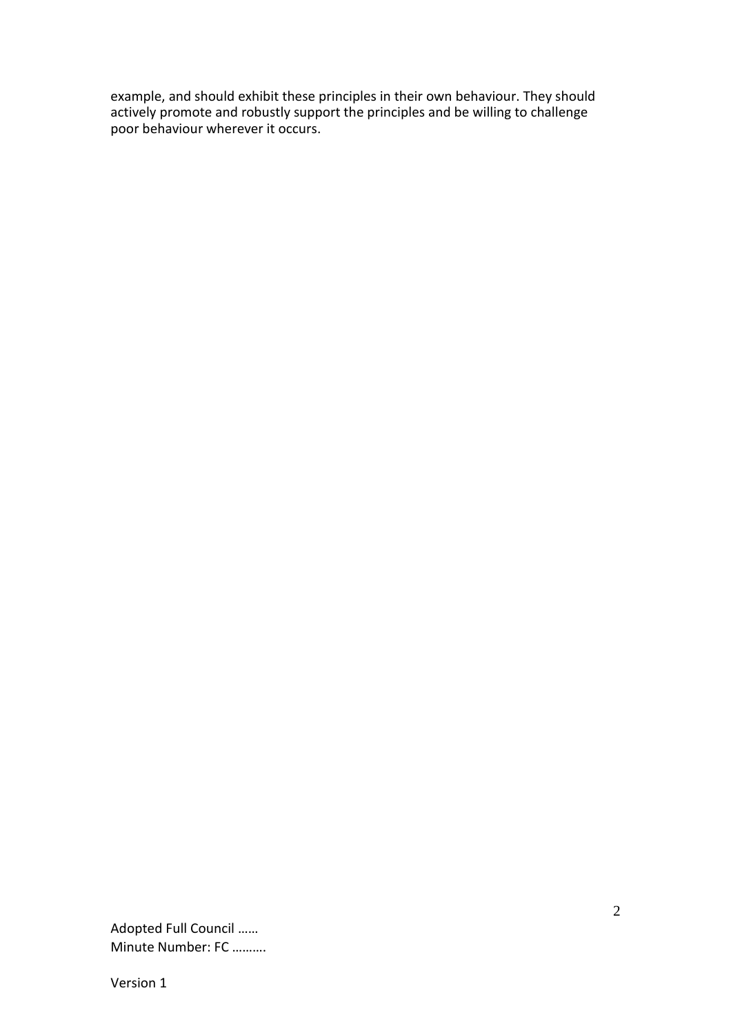example, and should exhibit these principles in their own behaviour. They should actively promote and robustly support the principles and be willing to challenge poor behaviour wherever it occurs.